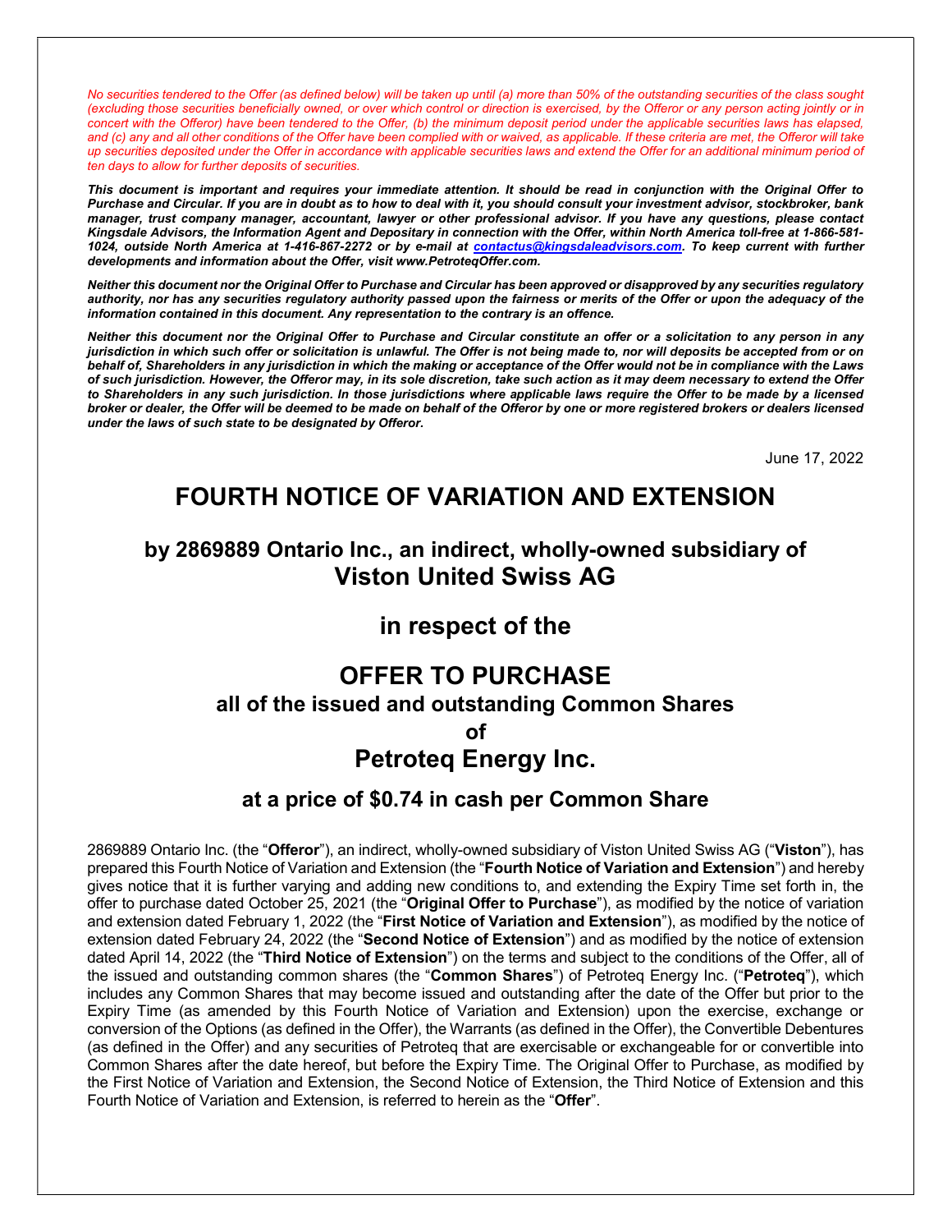*No securities tendered to the Offer (as defined below) will be taken up until (a) more than 50% of the outstanding securities of the class sought (excluding those securities beneficially owned, or over which control or direction is exercised, by the Offeror or any person acting jointly or in concert with the Offeror) have been tendered to the Offer, (b) the minimum deposit period under the applicable securities laws has elapsed, and (c) any and all other conditions of the Offer have been complied with or waived, as applicable. If these criteria are met, the Offeror will take up securities deposited under the Offer in accordance with applicable securities laws and extend the Offer for an additional minimum period of ten days to allow for further deposits of securities.*

***This document is important and requires your immediate attention. It should be read in conjunction with the Original Offer to Purchase and Circular. If you are in doubt as to how to deal with it, you should consult your investment advisor, stockbroker, bank manager, trust company manager, accountant, lawyer or other professional advisor. If you have any questions, please contact Kingsdale Advisors, the Information Agent and Depositary in connection with the Offer, within North America toll-free at 1-866-581-1024, outside North America at 1-416-867-2272 or by e-mail at contactus@kingsdaleadvisors.com. To keep current with further developments and information about the Offer, visit www.PetroteqOffer.com.***

***Neither this document nor the Original Offer to Purchase and Circular has been approved or disapproved by any securities regulatory authority, nor has any securities regulatory authority passed upon the fairness or merits of the Offer or upon the adequacy of the information contained in this document. Any representation to the contrary is an offence.***

***Neither this document nor the Original Offer to Purchase and Circular constitute an offer or a solicitation to any person in any jurisdiction in which such offer or solicitation is unlawful. The Offer is not being made to, nor will deposits be accepted from or on behalf of, Shareholders in any jurisdiction in which the making or acceptance of the Offer would not be in compliance with the Laws of such jurisdiction. However, the Offeror may, in its sole discretion, take such action as it may deem necessary to extend the Offer to Shareholders in any such jurisdiction. In those jurisdictions where applicable laws require the Offer to be made by a licensed broker or dealer, the Offer will be deemed to be made on behalf of the Offeror by one or more registered brokers or dealers licensed under the laws of such state to be designated by Offeror.***

June 17, 2022

# FOURTH NOTICE OF VARIATION AND EXTENSION

## by 2869889 Ontario Inc., an indirect, wholly-owned subsidiary of Viston United Swiss AG

## in respect of the

# OFFER TO PURCHASE

## all of the issued and outstanding Common Shares of Petroteq Energy Inc.

## at a price of $0.74 in cash per Common Share

2869889 Ontario Inc. (the "**Offeror**"), an indirect, wholly-owned subsidiary of Viston United Swiss AG ("**Viston**"), has prepared this Fourth Notice of Variation and Extension (the "**Fourth Notice of Variation and Extension**") and hereby gives notice that it is further varying and adding new conditions to, and extending the Expiry Time set forth in, the offer to purchase dated October 25, 2021 (the "**Original Offer to Purchase**"), as modified by the notice of variation and extension dated February 1, 2022 (the "**First Notice of Variation and Extension**"), as modified by the notice of extension dated February 24, 2022 (the "**Second Notice of Extension**") and as modified by the notice of extension dated April 14, 2022 (the "**Third Notice of Extension**") on the terms and subject to the conditions of the Offer, all of the issued and outstanding common shares (the "**Common Shares**") of Petroteq Energy Inc. ("**Petroteq**"), which includes any Common Shares that may become issued and outstanding after the date of the Offer but prior to the Expiry Time (as amended by this Fourth Notice of Variation and Extension) upon the exercise, exchange or conversion of the Options (as defined in the Offer), the Warrants (as defined in the Offer), the Convertible Debentures (as defined in the Offer) and any securities of Petroteq that are exercisable or exchangeable for or convertible into Common Shares after the date hereof, but before the Expiry Time. The Original Offer to Purchase, as modified by the First Notice of Variation and Extension, the Second Notice of Extension, the Third Notice of Extension and this Fourth Notice of Variation and Extension, is referred to herein as the "**Offer**".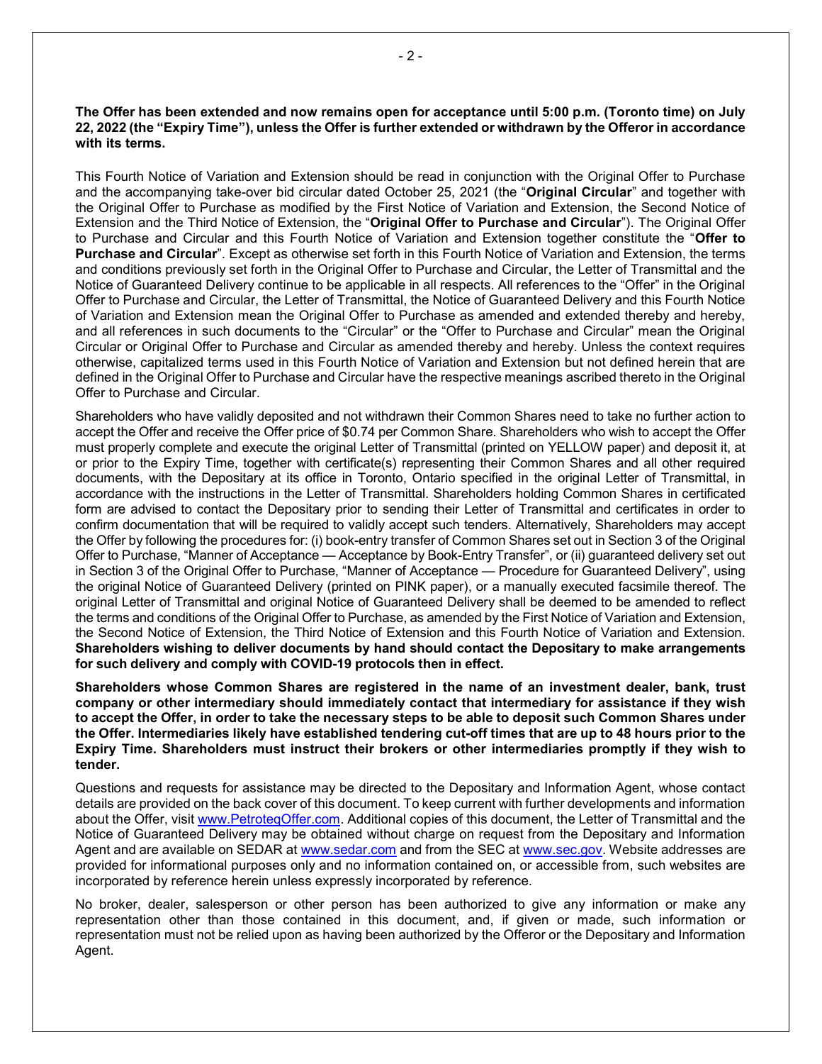**The Offer has been extended and now remains open for acceptance until 5:00 p.m. (Toronto time) on July 22, 2022 (the "Expiry Time"), unless the Offer is further extended or withdrawn by the Offeror in accordance with its terms.**

This Fourth Notice of Variation and Extension should be read in conjunction with the Original Offer to Purchase and the accompanying take-over bid circular dated October 25, 2021 (the "**Original Circular**" and together with the Original Offer to Purchase as modified by the First Notice of Variation and Extension, the Second Notice of Extension and the Third Notice of Extension, the "**Original Offer to Purchase and Circular**"). The Original Offer to Purchase and Circular and this Fourth Notice of Variation and Extension together constitute the "**Offer to Purchase and Circular**". Except as otherwise set forth in this Fourth Notice of Variation and Extension, the terms and conditions previously set forth in the Original Offer to Purchase and Circular, the Letter of Transmittal and the Notice of Guaranteed Delivery continue to be applicable in all respects. All references to the "Offer" in the Original Offer to Purchase and Circular, the Letter of Transmittal, the Notice of Guaranteed Delivery and this Fourth Notice of Variation and Extension mean the Original Offer to Purchase as amended and extended thereby and hereby, and all references in such documents to the "Circular" or the "Offer to Purchase and Circular" mean the Original Circular or Original Offer to Purchase and Circular as amended thereby and hereby. Unless the context requires otherwise, capitalized terms used in this Fourth Notice of Variation and Extension but not defined herein that are defined in the Original Offer to Purchase and Circular have the respective meanings ascribed thereto in the Original Offer to Purchase and Circular.

Shareholders who have validly deposited and not withdrawn their Common Shares need to take no further action to accept the Offer and receive the Offer price of $0.74 per Common Share. Shareholders who wish to accept the Offer must properly complete and execute the original Letter of Transmittal (printed on YELLOW paper) and deposit it, at or prior to the Expiry Time, together with certificate(s) representing their Common Shares and all other required documents, with the Depositary at its office in Toronto, Ontario specified in the original Letter of Transmittal, in accordance with the instructions in the Letter of Transmittal. Shareholders holding Common Shares in certificated form are advised to contact the Depositary prior to sending their Letter of Transmittal and certificates in order to confirm documentation that will be required to validly accept such tenders. Alternatively, Shareholders may accept the Offer by following the procedures for: (i) book-entry transfer of Common Shares set out in Section 3 of the Original Offer to Purchase, "Manner of Acceptance — Acceptance by Book-Entry Transfer", or (ii) guaranteed delivery set out in Section 3 of the Original Offer to Purchase, "Manner of Acceptance — Procedure for Guaranteed Delivery", using the original Notice of Guaranteed Delivery (printed on PINK paper), or a manually executed facsimile thereof. The original Letter of Transmittal and original Notice of Guaranteed Delivery shall be deemed to be amended to reflect the terms and conditions of the Original Offer to Purchase, as amended by the First Notice of Variation and Extension, the Second Notice of Extension, the Third Notice of Extension and this Fourth Notice of Variation and Extension. **Shareholders wishing to deliver documents by hand should contact the Depositary to make arrangements for such delivery and comply with COVID-19 protocols then in effect.**

**Shareholders whose Common Shares are registered in the name of an investment dealer, bank, trust company or other intermediary should immediately contact that intermediary for assistance if they wish to accept the Offer, in order to take the necessary steps to be able to deposit such Common Shares under the Offer. Intermediaries likely have established tendering cut-off times that are up to 48 hours prior to the Expiry Time. Shareholders must instruct their brokers or other intermediaries promptly if they wish to tender.**

Questions and requests for assistance may be directed to the Depositary and Information Agent, whose contact details are provided on the back cover of this document. To keep current with further developments and information about the Offer, visit www.PetroteqOffer.com. Additional copies of this document, the Letter of Transmittal and the Notice of Guaranteed Delivery may be obtained without charge on request from the Depositary and Information Agent and are available on SEDAR at www.sedar.com and from the SEC at www.sec.gov. Website addresses are provided for informational purposes only and no information contained on, or accessible from, such websites are incorporated by reference herein unless expressly incorporated by reference.

No broker, dealer, salesperson or other person has been authorized to give any information or make any representation other than those contained in this document, and, if given or made, such information or representation must not be relied upon as having been authorized by the Offeror or the Depositary and Information Agent.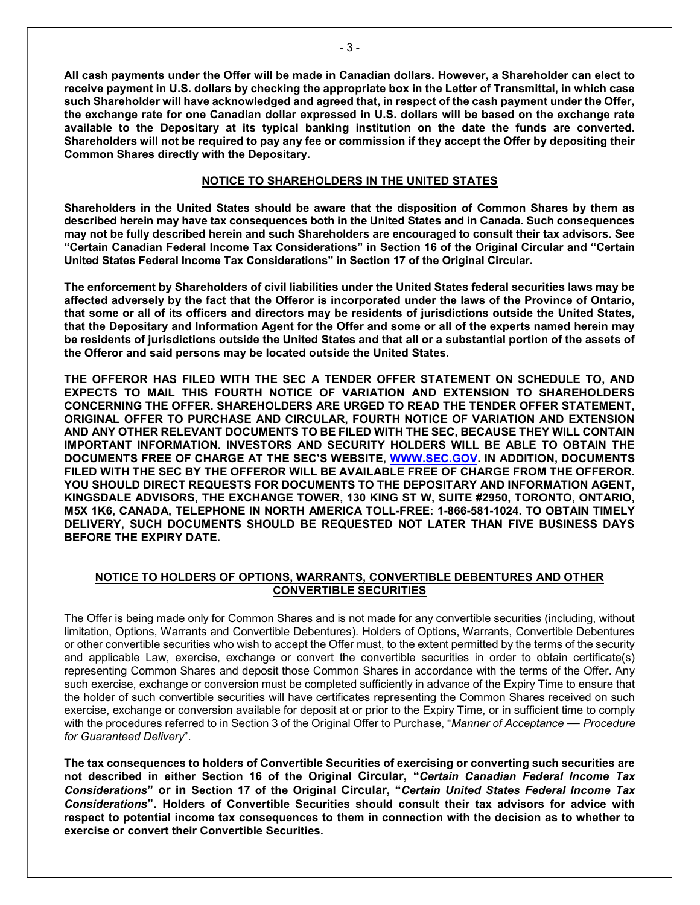**All cash payments under the Offer will be made in Canadian dollars. However, a Shareholder can elect to receive payment in U.S. dollars by checking the appropriate box in the Letter of Transmittal, in which case such Shareholder will have acknowledged and agreed that, in respect of the cash payment under the Offer, the exchange rate for one Canadian dollar expressed in U.S. dollars will be based on the exchange rate available to the Depositary at its typical banking institution on the date the funds are converted. Shareholders will not be required to pay any fee or commission if they accept the Offer by depositing their Common Shares directly with the Depositary.**

## NOTICE TO SHAREHOLDERS IN THE UNITED STATES

**Shareholders in the United States should be aware that the disposition of Common Shares by them as described herein may have tax consequences both in the United States and in Canada. Such consequences may not be fully described herein and such Shareholders are encouraged to consult their tax advisors. See "Certain Canadian Federal Income Tax Considerations" in Section 16 of the Original Circular and "Certain United States Federal Income Tax Considerations" in Section 17 of the Original Circular.**

**The enforcement by Shareholders of civil liabilities under the United States federal securities laws may be affected adversely by the fact that the Offeror is incorporated under the laws of the Province of Ontario, that some or all of its officers and directors may be residents of jurisdictions outside the United States, that the Depositary and Information Agent for the Offer and some or all of the experts named herein may be residents of jurisdictions outside the United States and that all or a substantial portion of the assets of the Offeror and said persons may be located outside the United States.**

**THE OFFEROR HAS FILED WITH THE SEC A TENDER OFFER STATEMENT ON SCHEDULE TO, AND EXPECTS TO MAIL THIS FOURTH NOTICE OF VARIATION AND EXTENSION TO SHAREHOLDERS CONCERNING THE OFFER. SHAREHOLDERS ARE URGED TO READ THE TENDER OFFER STATEMENT, ORIGINAL OFFER TO PURCHASE AND CIRCULAR, FOURTH NOTICE OF VARIATION AND EXTENSION AND ANY OTHER RELEVANT DOCUMENTS TO BE FILED WITH THE SEC, BECAUSE THEY WILL CONTAIN IMPORTANT INFORMATION. INVESTORS AND SECURITY HOLDERS WILL BE ABLE TO OBTAIN THE DOCUMENTS FREE OF CHARGE AT THE SEC'S WEBSITE, WWW.SEC.GOV. IN ADDITION, DOCUMENTS FILED WITH THE SEC BY THE OFFEROR WILL BE AVAILABLE FREE OF CHARGE FROM THE OFFEROR. YOU SHOULD DIRECT REQUESTS FOR DOCUMENTS TO THE DEPOSITARY AND INFORMATION AGENT, KINGSDALE ADVISORS, THE EXCHANGE TOWER, 130 KING ST W, SUITE #2950, TORONTO, ONTARIO, M5X 1K6, CANADA, TELEPHONE IN NORTH AMERICA TOLL-FREE: 1-866-581-1024. TO OBTAIN TIMELY DELIVERY, SUCH DOCUMENTS SHOULD BE REQUESTED NOT LATER THAN FIVE BUSINESS DAYS BEFORE THE EXPIRY DATE.**

## NOTICE TO HOLDERS OF OPTIONS, WARRANTS, CONVERTIBLE DEBENTURES AND OTHER CONVERTIBLE SECURITIES

The Offer is being made only for Common Shares and is not made for any convertible securities (including, without limitation, Options, Warrants and Convertible Debentures). Holders of Options, Warrants, Convertible Debentures or other convertible securities who wish to accept the Offer must, to the extent permitted by the terms of the security and applicable Law, exercise, exchange or convert the convertible securities in order to obtain certificate(s) representing Common Shares and deposit those Common Shares in accordance with the terms of the Offer. Any such exercise, exchange or conversion must be completed sufficiently in advance of the Expiry Time to ensure that the holder of such convertible securities will have certificates representing the Common Shares received on such exercise, exchange or conversion available for deposit at or prior to the Expiry Time, or in sufficient time to comply with the procedures referred to in Section 3 of the Original Offer to Purchase, "*Manner of Acceptance — Procedure for Guaranteed Delivery*".

**The tax consequences to holders of Convertible Securities of exercising or converting such securities are not described in either Section 16 of the Original Circular, "*Certain Canadian Federal Income Tax Considerations*" or in Section 17 of the Original Circular, "*Certain United States Federal Income Tax Considerations*". Holders of Convertible Securities should consult their tax advisors for advice with respect to potential income tax consequences to them in connection with the decision as to whether to exercise or convert their Convertible Securities.**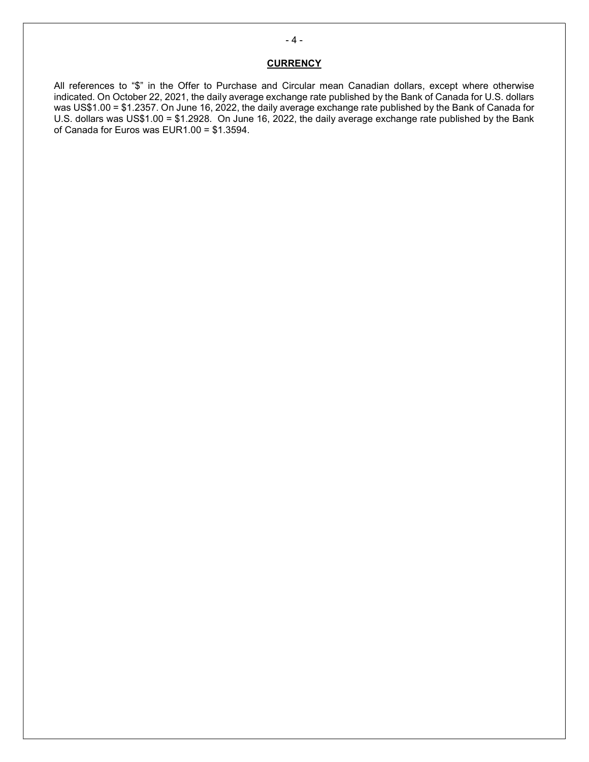## CURRENCY

All references to "$" in the Offer to Purchase and Circular mean Canadian dollars, except where otherwise indicated. On October 22, 2021, the daily average exchange rate published by the Bank of Canada for U.S. dollars was US$1.00 = $1.2357. On June 16, 2022, the daily average exchange rate published by the Bank of Canada for U.S. dollars was US$1.00 = $1.2928. On June 16, 2022, the daily average exchange rate published by the Bank of Canada for Euros was EUR1.00 = $1.3594.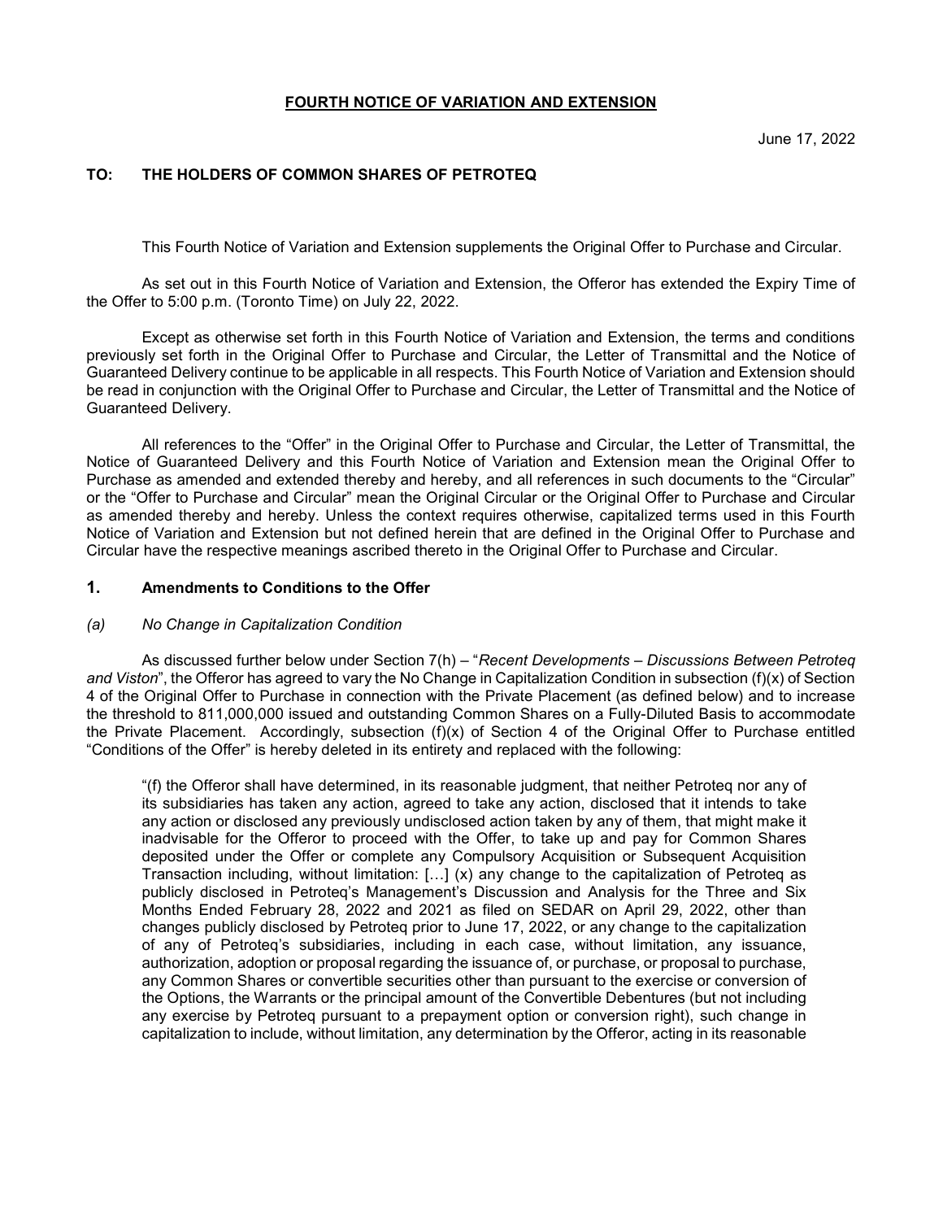**FOURTH NOTICE OF VARIATION AND EXTENSION**

June 17, 2022

**TO: THE HOLDERS OF COMMON SHARES OF PETROTEQ**

This Fourth Notice of Variation and Extension supplements the Original Offer to Purchase and Circular.

As set out in this Fourth Notice of Variation and Extension, the Offeror has extended the Expiry Time of the Offer to 5:00 p.m. (Toronto Time) on July 22, 2022.

Except as otherwise set forth in this Fourth Notice of Variation and Extension, the terms and conditions previously set forth in the Original Offer to Purchase and Circular, the Letter of Transmittal and the Notice of Guaranteed Delivery continue to be applicable in all respects. This Fourth Notice of Variation and Extension should be read in conjunction with the Original Offer to Purchase and Circular, the Letter of Transmittal and the Notice of Guaranteed Delivery.

All references to the "Offer" in the Original Offer to Purchase and Circular, the Letter of Transmittal, the Notice of Guaranteed Delivery and this Fourth Notice of Variation and Extension mean the Original Offer to Purchase as amended and extended thereby and hereby, and all references in such documents to the "Circular" or the "Offer to Purchase and Circular" mean the Original Circular or the Original Offer to Purchase and Circular as amended thereby and hereby. Unless the context requires otherwise, capitalized terms used in this Fourth Notice of Variation and Extension but not defined herein that are defined in the Original Offer to Purchase and Circular have the respective meanings ascribed thereto in the Original Offer to Purchase and Circular.

## 1. Amendments to Conditions to the Offer

### *(a) No Change in Capitalization Condition*

As discussed further below under Section 7(h) – "*Recent Developments – Discussions Between Petroteq and Viston*", the Offeror has agreed to vary the No Change in Capitalization Condition in subsection (f)(x) of Section 4 of the Original Offer to Purchase in connection with the Private Placement (as defined below) and to increase the threshold to 811,000,000 issued and outstanding Common Shares on a Fully-Diluted Basis to accommodate the Private Placement. Accordingly, subsection (f)(x) of Section 4 of the Original Offer to Purchase entitled "Conditions of the Offer" is hereby deleted in its entirety and replaced with the following:

> "(f) the Offeror shall have determined, in its reasonable judgment, that neither Petroteq nor any of its subsidiaries has taken any action, agreed to take any action, disclosed that it intends to take any action or disclosed any previously undisclosed action taken by any of them, that might make it inadvisable for the Offeror to proceed with the Offer, to take up and pay for Common Shares deposited under the Offer or complete any Compulsory Acquisition or Subsequent Acquisition Transaction including, without limitation: […] (x) any change to the capitalization of Petroteq as publicly disclosed in Petroteq's Management's Discussion and Analysis for the Three and Six Months Ended February 28, 2022 and 2021 as filed on SEDAR on April 29, 2022, other than changes publicly disclosed by Petroteq prior to June 17, 2022, or any change to the capitalization of any of Petroteq's subsidiaries, including in each case, without limitation, any issuance, authorization, adoption or proposal regarding the issuance of, or purchase, or proposal to purchase, any Common Shares or convertible securities other than pursuant to the exercise or conversion of the Options, the Warrants or the principal amount of the Convertible Debentures (but not including any exercise by Petroteq pursuant to a prepayment option or conversion right), such change in capitalization to include, without limitation, any determination by the Offeror, acting in its reasonable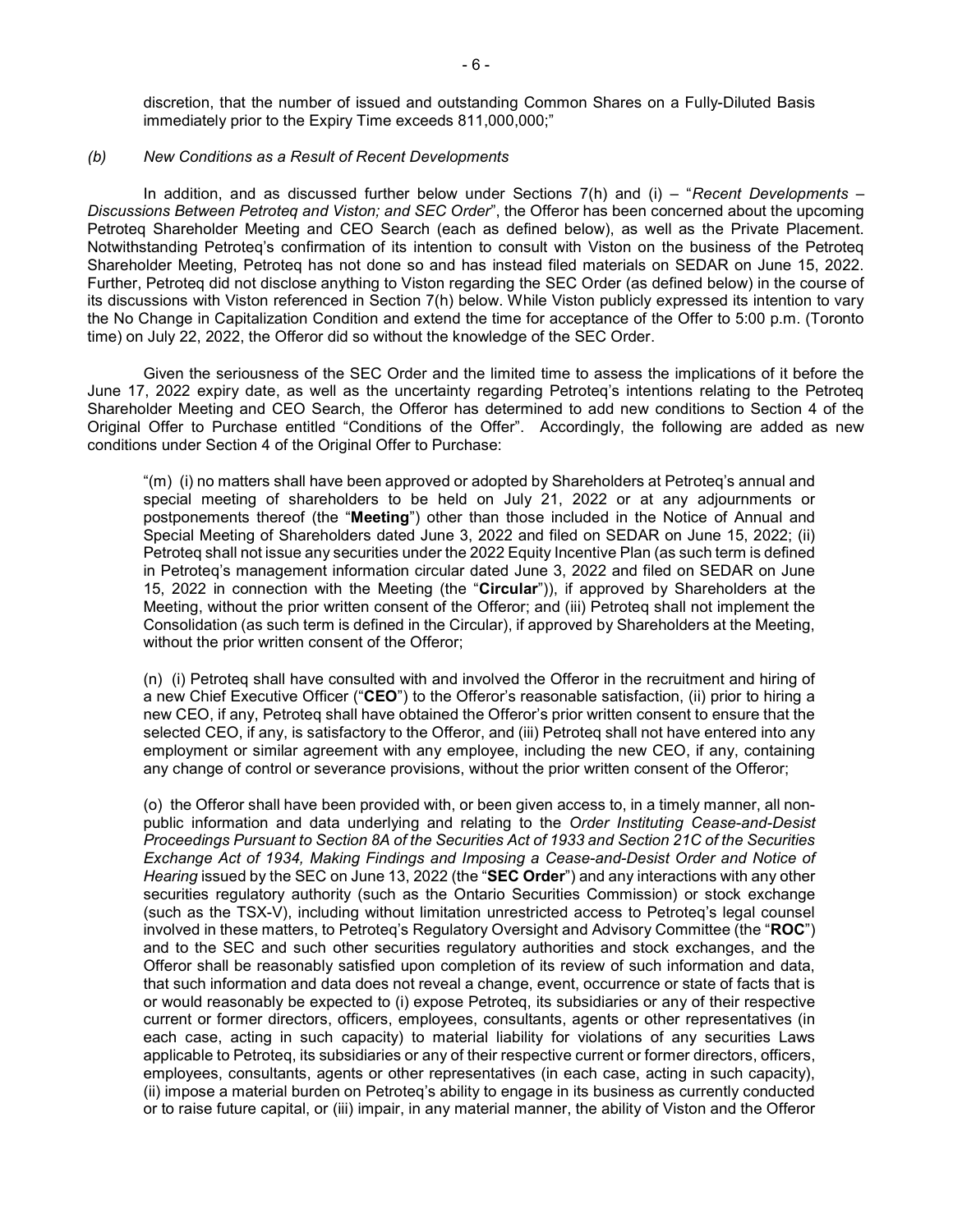discretion, that the number of issued and outstanding Common Shares on a Fully-Diluted Basis immediately prior to the Expiry Time exceeds 811,000,000;"

*(b) New Conditions as a Result of Recent Developments*

In addition, and as discussed further below under Sections 7(h) and (i) – "*Recent Developments – Discussions Between Petroteq and Viston; and SEC Order*", the Offeror has been concerned about the upcoming Petroteq Shareholder Meeting and CEO Search (each as defined below), as well as the Private Placement. Notwithstanding Petroteq's confirmation of its intention to consult with Viston on the business of the Petroteq Shareholder Meeting, Petroteq has not done so and has instead filed materials on SEDAR on June 15, 2022. Further, Petroteq did not disclose anything to Viston regarding the SEC Order (as defined below) in the course of its discussions with Viston referenced in Section 7(h) below. While Viston publicly expressed its intention to vary the No Change in Capitalization Condition and extend the time for acceptance of the Offer to 5:00 p.m. (Toronto time) on July 22, 2022, the Offeror did so without the knowledge of the SEC Order.

Given the seriousness of the SEC Order and the limited time to assess the implications of it before the June 17, 2022 expiry date, as well as the uncertainty regarding Petroteq's intentions relating to the Petroteq Shareholder Meeting and CEO Search, the Offeror has determined to add new conditions to Section 4 of the Original Offer to Purchase entitled "Conditions of the Offer". Accordingly, the following are added as new conditions under Section 4 of the Original Offer to Purchase:

"(m) (i) no matters shall have been approved or adopted by Shareholders at Petroteq's annual and special meeting of shareholders to be held on July 21, 2022 or at any adjournments or postponements thereof (the "**Meeting**") other than those included in the Notice of Annual and Special Meeting of Shareholders dated June 3, 2022 and filed on SEDAR on June 15, 2022; (ii) Petroteq shall not issue any securities under the 2022 Equity Incentive Plan (as such term is defined in Petroteq's management information circular dated June 3, 2022 and filed on SEDAR on June 15, 2022 in connection with the Meeting (the "**Circular**")), if approved by Shareholders at the Meeting, without the prior written consent of the Offeror; and (iii) Petroteq shall not implement the Consolidation (as such term is defined in the Circular), if approved by Shareholders at the Meeting, without the prior written consent of the Offeror;

(n) (i) Petroteq shall have consulted with and involved the Offeror in the recruitment and hiring of a new Chief Executive Officer ("**CEO**") to the Offeror's reasonable satisfaction, (ii) prior to hiring a new CEO, if any, Petroteq shall have obtained the Offeror's prior written consent to ensure that the selected CEO, if any, is satisfactory to the Offeror, and (iii) Petroteq shall not have entered into any employment or similar agreement with any employee, including the new CEO, if any, containing any change of control or severance provisions, without the prior written consent of the Offeror;

(o) the Offeror shall have been provided with, or been given access to, in a timely manner, all non-public information and data underlying and relating to the *Order Instituting Cease-and-Desist Proceedings Pursuant to Section 8A of the Securities Act of 1933 and Section 21C of the Securities Exchange Act of 1934, Making Findings and Imposing a Cease-and-Desist Order and Notice of Hearing* issued by the SEC on June 13, 2022 (the "**SEC Order**") and any interactions with any other securities regulatory authority (such as the Ontario Securities Commission) or stock exchange (such as the TSX-V), including without limitation unrestricted access to Petroteq's legal counsel involved in these matters, to Petroteq's Regulatory Oversight and Advisory Committee (the "**ROC**") and to the SEC and such other securities regulatory authorities and stock exchanges, and the Offeror shall be reasonably satisfied upon completion of its review of such information and data, that such information and data does not reveal a change, event, occurrence or state of facts that is or would reasonably be expected to (i) expose Petroteq, its subsidiaries or any of their respective current or former directors, officers, employees, consultants, agents or other representatives (in each case, acting in such capacity) to material liability for violations of any securities Laws applicable to Petroteq, its subsidiaries or any of their respective current or former directors, officers, employees, consultants, agents or other representatives (in each case, acting in such capacity), (ii) impose a material burden on Petroteq's ability to engage in its business as currently conducted or to raise future capital, or (iii) impair, in any material manner, the ability of Viston and the Offeror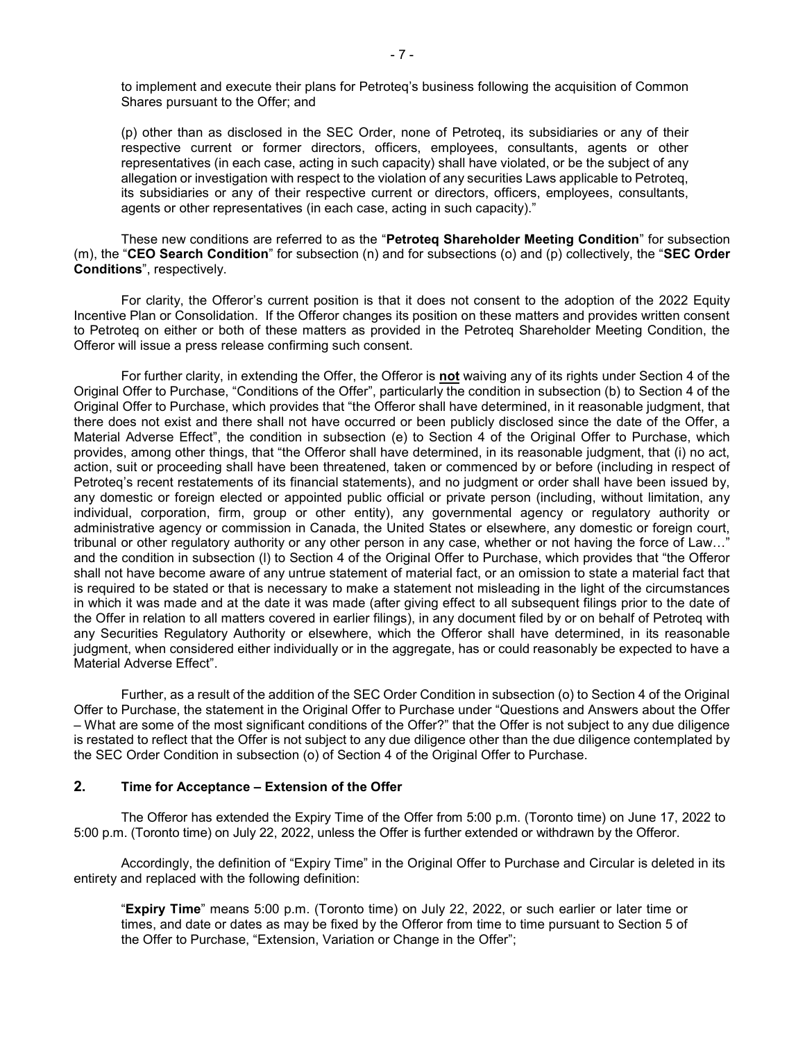to implement and execute their plans for Petroteq's business following the acquisition of Common Shares pursuant to the Offer; and

(p) other than as disclosed in the SEC Order, none of Petroteq, its subsidiaries or any of their respective current or former directors, officers, employees, consultants, agents or other representatives (in each case, acting in such capacity) shall have violated, or be the subject of any allegation or investigation with respect to the violation of any securities Laws applicable to Petroteq, its subsidiaries or any of their respective current or directors, officers, employees, consultants, agents or other representatives (in each case, acting in such capacity)."

These new conditions are referred to as the "**Petroteq Shareholder Meeting Condition**" for subsection (m), the "**CEO Search Condition**" for subsection (n) and for subsections (o) and (p) collectively, the "**SEC Order Conditions**", respectively.

For clarity, the Offeror's current position is that it does not consent to the adoption of the 2022 Equity Incentive Plan or Consolidation. If the Offeror changes its position on these matters and provides written consent to Petroteq on either or both of these matters as provided in the Petroteq Shareholder Meeting Condition, the Offeror will issue a press release confirming such consent.

For further clarity, in extending the Offer, the Offeror is **not** waiving any of its rights under Section 4 of the Original Offer to Purchase, "Conditions of the Offer", particularly the condition in subsection (b) to Section 4 of the Original Offer to Purchase, which provides that "the Offeror shall have determined, in it reasonable judgment, that there does not exist and there shall not have occurred or been publicly disclosed since the date of the Offer, a Material Adverse Effect", the condition in subsection (e) to Section 4 of the Original Offer to Purchase, which provides, among other things, that "the Offeror shall have determined, in its reasonable judgment, that (i) no act, action, suit or proceeding shall have been threatened, taken or commenced by or before (including in respect of Petroteq's recent restatements of its financial statements), and no judgment or order shall have been issued by, any domestic or foreign elected or appointed public official or private person (including, without limitation, any individual, corporation, firm, group or other entity), any governmental agency or regulatory authority or administrative agency or commission in Canada, the United States or elsewhere, any domestic or foreign court, tribunal or other regulatory authority or any other person in any case, whether or not having the force of Law…" and the condition in subsection (l) to Section 4 of the Original Offer to Purchase, which provides that "the Offeror shall not have become aware of any untrue statement of material fact, or an omission to state a material fact that is required to be stated or that is necessary to make a statement not misleading in the light of the circumstances in which it was made and at the date it was made (after giving effect to all subsequent filings prior to the date of the Offer in relation to all matters covered in earlier filings), in any document filed by or on behalf of Petroteq with any Securities Regulatory Authority or elsewhere, which the Offeror shall have determined, in its reasonable judgment, when considered either individually or in the aggregate, has or could reasonably be expected to have a Material Adverse Effect".

Further, as a result of the addition of the SEC Order Condition in subsection (o) to Section 4 of the Original Offer to Purchase, the statement in the Original Offer to Purchase under "Questions and Answers about the Offer – What are some of the most significant conditions of the Offer?" that the Offer is not subject to any due diligence is restated to reflect that the Offer is not subject to any due diligence other than the due diligence contemplated by the SEC Order Condition in subsection (o) of Section 4 of the Original Offer to Purchase.

## 2. Time for Acceptance – Extension of the Offer

The Offeror has extended the Expiry Time of the Offer from 5:00 p.m. (Toronto time) on June 17, 2022 to 5:00 p.m. (Toronto time) on July 22, 2022, unless the Offer is further extended or withdrawn by the Offeror.

Accordingly, the definition of "Expiry Time" in the Original Offer to Purchase and Circular is deleted in its entirety and replaced with the following definition:

"**Expiry Time**" means 5:00 p.m. (Toronto time) on July 22, 2022, or such earlier or later time or times, and date or dates as may be fixed by the Offeror from time to time pursuant to Section 5 of the Offer to Purchase, "Extension, Variation or Change in the Offer";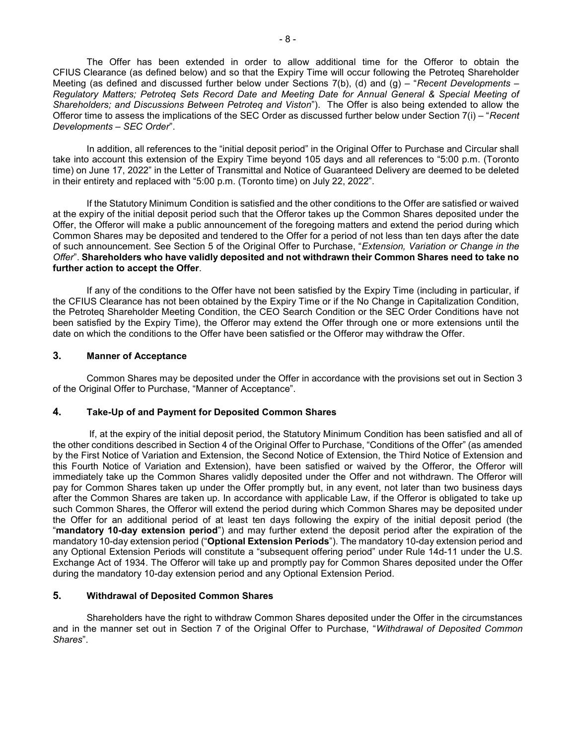The Offer has been extended in order to allow additional time for the Offeror to obtain the CFIUS Clearance (as defined below) and so that the Expiry Time will occur following the Petroteq Shareholder Meeting (as defined and discussed further below under Sections 7(b), (d) and (g) – "*Recent Developments – Regulatory Matters; Petroteq Sets Record Date and Meeting Date for Annual General & Special Meeting of Shareholders; and Discussions Between Petroteq and Viston*"). The Offer is also being extended to allow the Offeror time to assess the implications of the SEC Order as discussed further below under Section 7(i) – "*Recent Developments – SEC Order*".

In addition, all references to the "initial deposit period" in the Original Offer to Purchase and Circular shall take into account this extension of the Expiry Time beyond 105 days and all references to "5:00 p.m. (Toronto time) on June 17, 2022" in the Letter of Transmittal and Notice of Guaranteed Delivery are deemed to be deleted in their entirety and replaced with "5:00 p.m. (Toronto time) on July 22, 2022".

If the Statutory Minimum Condition is satisfied and the other conditions to the Offer are satisfied or waived at the expiry of the initial deposit period such that the Offeror takes up the Common Shares deposited under the Offer, the Offeror will make a public announcement of the foregoing matters and extend the period during which Common Shares may be deposited and tendered to the Offer for a period of not less than ten days after the date of such announcement. See Section 5 of the Original Offer to Purchase, "*Extension, Variation or Change in the Offer*". **Shareholders who have validly deposited and not withdrawn their Common Shares need to take no further action to accept the Offer**.

If any of the conditions to the Offer have not been satisfied by the Expiry Time (including in particular, if the CFIUS Clearance has not been obtained by the Expiry Time or if the No Change in Capitalization Condition, the Petroteq Shareholder Meeting Condition, the CEO Search Condition or the SEC Order Conditions have not been satisfied by the Expiry Time), the Offeror may extend the Offer through one or more extensions until the date on which the conditions to the Offer have been satisfied or the Offeror may withdraw the Offer.

## 3. Manner of Acceptance

Common Shares may be deposited under the Offer in accordance with the provisions set out in Section 3 of the Original Offer to Purchase, "Manner of Acceptance".

## 4. Take-Up of and Payment for Deposited Common Shares

If, at the expiry of the initial deposit period, the Statutory Minimum Condition has been satisfied and all of the other conditions described in Section 4 of the Original Offer to Purchase, "Conditions of the Offer" (as amended by the First Notice of Variation and Extension, the Second Notice of Extension, the Third Notice of Extension and this Fourth Notice of Variation and Extension), have been satisfied or waived by the Offeror, the Offeror will immediately take up the Common Shares validly deposited under the Offer and not withdrawn. The Offeror will pay for Common Shares taken up under the Offer promptly but, in any event, not later than two business days after the Common Shares are taken up. In accordance with applicable Law, if the Offeror is obligated to take up such Common Shares, the Offeror will extend the period during which Common Shares may be deposited under the Offer for an additional period of at least ten days following the expiry of the initial deposit period (the "**mandatory 10-day extension period**") and may further extend the deposit period after the expiration of the mandatory 10-day extension period ("**Optional Extension Periods**"). The mandatory 10-day extension period and any Optional Extension Periods will constitute a "subsequent offering period" under Rule 14d-11 under the U.S. Exchange Act of 1934. The Offeror will take up and promptly pay for Common Shares deposited under the Offer during the mandatory 10-day extension period and any Optional Extension Period.

## 5. Withdrawal of Deposited Common Shares

Shareholders have the right to withdraw Common Shares deposited under the Offer in the circumstances and in the manner set out in Section 7 of the Original Offer to Purchase, "*Withdrawal of Deposited Common Shares*".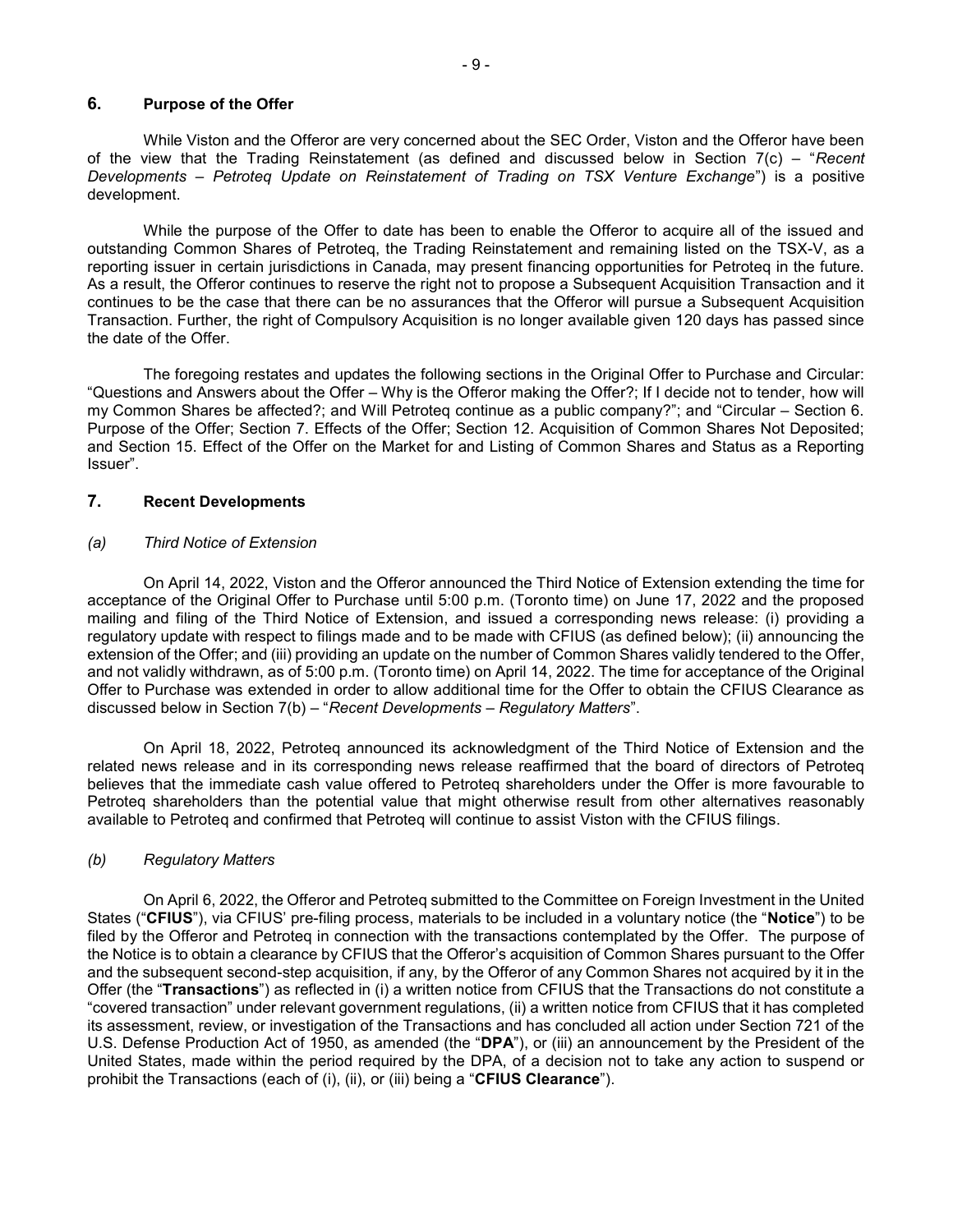## 6. Purpose of the Offer

While Viston and the Offeror are very concerned about the SEC Order, Viston and the Offeror have been of the view that the Trading Reinstatement (as defined and discussed below in Section 7(c) – "*Recent Developments – Petroteq Update on Reinstatement of Trading on TSX Venture Exchange*") is a positive development.

While the purpose of the Offer to date has been to enable the Offeror to acquire all of the issued and outstanding Common Shares of Petroteq, the Trading Reinstatement and remaining listed on the TSX-V, as a reporting issuer in certain jurisdictions in Canada, may present financing opportunities for Petroteq in the future. As a result, the Offeror continues to reserve the right not to propose a Subsequent Acquisition Transaction and it continues to be the case that there can be no assurances that the Offeror will pursue a Subsequent Acquisition Transaction. Further, the right of Compulsory Acquisition is no longer available given 120 days has passed since the date of the Offer.

The foregoing restates and updates the following sections in the Original Offer to Purchase and Circular: "Questions and Answers about the Offer – Why is the Offeror making the Offer?; If I decide not to tender, how will my Common Shares be affected?; and Will Petroteq continue as a public company?"; and "Circular – Section 6. Purpose of the Offer; Section 7. Effects of the Offer; Section 12. Acquisition of Common Shares Not Deposited; and Section 15. Effect of the Offer on the Market for and Listing of Common Shares and Status as a Reporting Issuer".

## 7. Recent Developments

### *(a) Third Notice of Extension*

On April 14, 2022, Viston and the Offeror announced the Third Notice of Extension extending the time for acceptance of the Original Offer to Purchase until 5:00 p.m. (Toronto time) on June 17, 2022 and the proposed mailing and filing of the Third Notice of Extension, and issued a corresponding news release: (i) providing a regulatory update with respect to filings made and to be made with CFIUS (as defined below); (ii) announcing the extension of the Offer; and (iii) providing an update on the number of Common Shares validly tendered to the Offer, and not validly withdrawn, as of 5:00 p.m. (Toronto time) on April 14, 2022. The time for acceptance of the Original Offer to Purchase was extended in order to allow additional time for the Offer to obtain the CFIUS Clearance as discussed below in Section 7(b) – "*Recent Developments – Regulatory Matters*".

On April 18, 2022, Petroteq announced its acknowledgment of the Third Notice of Extension and the related news release and in its corresponding news release reaffirmed that the board of directors of Petroteq believes that the immediate cash value offered to Petroteq shareholders under the Offer is more favourable to Petroteq shareholders than the potential value that might otherwise result from other alternatives reasonably available to Petroteq and confirmed that Petroteq will continue to assist Viston with the CFIUS filings.

### *(b) Regulatory Matters*

On April 6, 2022, the Offeror and Petroteq submitted to the Committee on Foreign Investment in the United States ("**CFIUS**"), via CFIUS' pre-filing process, materials to be included in a voluntary notice (the "**Notice**") to be filed by the Offeror and Petroteq in connection with the transactions contemplated by the Offer. The purpose of the Notice is to obtain a clearance by CFIUS that the Offeror's acquisition of Common Shares pursuant to the Offer and the subsequent second-step acquisition, if any, by the Offeror of any Common Shares not acquired by it in the Offer (the "**Transactions**") as reflected in (i) a written notice from CFIUS that the Transactions do not constitute a "covered transaction" under relevant government regulations, (ii) a written notice from CFIUS that it has completed its assessment, review, or investigation of the Transactions and has concluded all action under Section 721 of the U.S. Defense Production Act of 1950, as amended (the "**DPA**"), or (iii) an announcement by the President of the United States, made within the period required by the DPA, of a decision not to take any action to suspend or prohibit the Transactions (each of (i), (ii), or (iii) being a "**CFIUS Clearance**").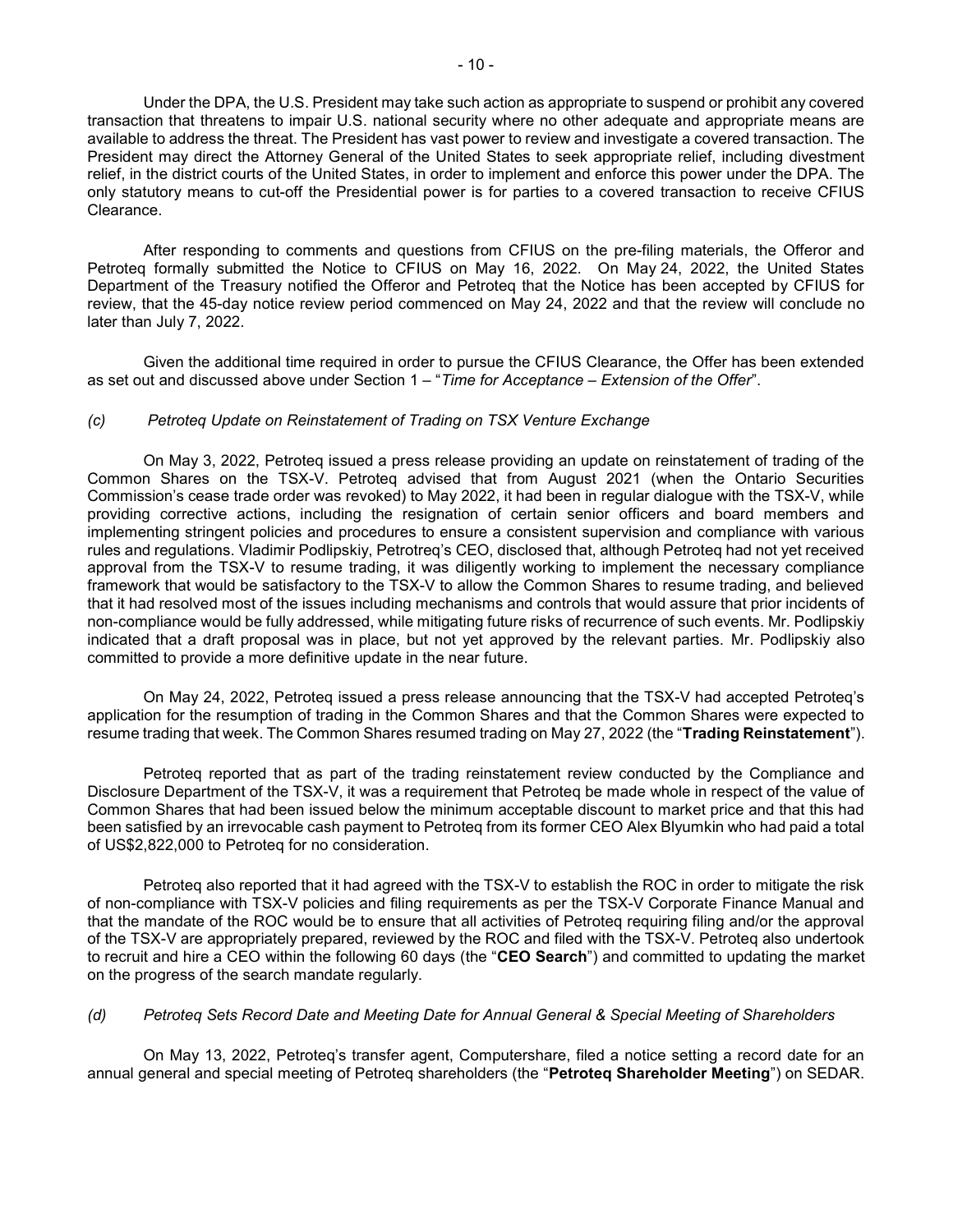Under the DPA, the U.S. President may take such action as appropriate to suspend or prohibit any covered transaction that threatens to impair U.S. national security where no other adequate and appropriate means are available to address the threat. The President has vast power to review and investigate a covered transaction. The President may direct the Attorney General of the United States to seek appropriate relief, including divestment relief, in the district courts of the United States, in order to implement and enforce this power under the DPA. The only statutory means to cut-off the Presidential power is for parties to a covered transaction to receive CFIUS Clearance.

After responding to comments and questions from CFIUS on the pre-filing materials, the Offeror and Petroteq formally submitted the Notice to CFIUS on May 16, 2022. On May 24, 2022, the United States Department of the Treasury notified the Offeror and Petroteq that the Notice has been accepted by CFIUS for review, that the 45-day notice review period commenced on May 24, 2022 and that the review will conclude no later than July 7, 2022.

Given the additional time required in order to pursue the CFIUS Clearance, the Offer has been extended as set out and discussed above under Section 1 – "*Time for Acceptance – Extension of the Offer*".

*(c) Petroteq Update on Reinstatement of Trading on TSX Venture Exchange*

On May 3, 2022, Petroteq issued a press release providing an update on reinstatement of trading of the Common Shares on the TSX-V. Petroteq advised that from August 2021 (when the Ontario Securities Commission's cease trade order was revoked) to May 2022, it had been in regular dialogue with the TSX-V, while providing corrective actions, including the resignation of certain senior officers and board members and implementing stringent policies and procedures to ensure a consistent supervision and compliance with various rules and regulations. Vladimir Podlipskiy, Petrotreq's CEO, disclosed that, although Petroteq had not yet received approval from the TSX-V to resume trading, it was diligently working to implement the necessary compliance framework that would be satisfactory to the TSX-V to allow the Common Shares to resume trading, and believed that it had resolved most of the issues including mechanisms and controls that would assure that prior incidents of non-compliance would be fully addressed, while mitigating future risks of recurrence of such events. Mr. Podlipskiy indicated that a draft proposal was in place, but not yet approved by the relevant parties. Mr. Podlipskiy also committed to provide a more definitive update in the near future.

On May 24, 2022, Petroteq issued a press release announcing that the TSX-V had accepted Petroteq's application for the resumption of trading in the Common Shares and that the Common Shares were expected to resume trading that week. The Common Shares resumed trading on May 27, 2022 (the "**Trading Reinstatement**").

Petroteq reported that as part of the trading reinstatement review conducted by the Compliance and Disclosure Department of the TSX-V, it was a requirement that Petroteq be made whole in respect of the value of Common Shares that had been issued below the minimum acceptable discount to market price and that this had been satisfied by an irrevocable cash payment to Petroteq from its former CEO Alex Blyumkin who had paid a total of US$2,822,000 to Petroteq for no consideration.

Petroteq also reported that it had agreed with the TSX-V to establish the ROC in order to mitigate the risk of non-compliance with TSX-V policies and filing requirements as per the TSX-V Corporate Finance Manual and that the mandate of the ROC would be to ensure that all activities of Petroteq requiring filing and/or the approval of the TSX-V are appropriately prepared, reviewed by the ROC and filed with the TSX-V. Petroteq also undertook to recruit and hire a CEO within the following 60 days (the "**CEO Search**") and committed to updating the market on the progress of the search mandate regularly.

*(d) Petroteq Sets Record Date and Meeting Date for Annual General & Special Meeting of Shareholders*

On May 13, 2022, Petroteq's transfer agent, Computershare, filed a notice setting a record date for an annual general and special meeting of Petroteq shareholders (the "**Petroteq Shareholder Meeting**") on SEDAR.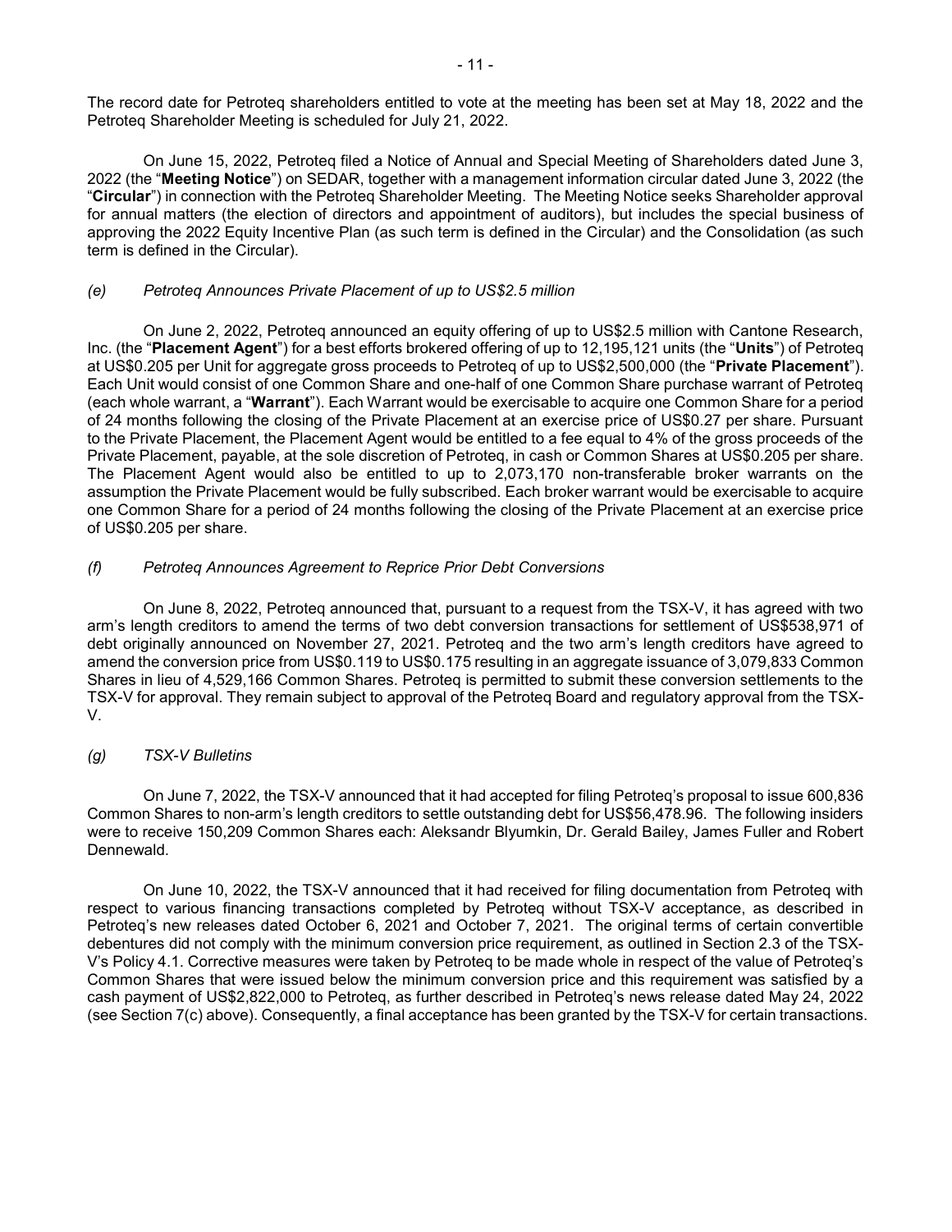The record date for Petroteq shareholders entitled to vote at the meeting has been set at May 18, 2022 and the Petroteq Shareholder Meeting is scheduled for July 21, 2022.

On June 15, 2022, Petroteq filed a Notice of Annual and Special Meeting of Shareholders dated June 3, 2022 (the "**Meeting Notice**") on SEDAR, together with a management information circular dated June 3, 2022 (the "**Circular**") in connection with the Petroteq Shareholder Meeting. The Meeting Notice seeks Shareholder approval for annual matters (the election of directors and appointment of auditors), but includes the special business of approving the 2022 Equity Incentive Plan (as such term is defined in the Circular) and the Consolidation (as such term is defined in the Circular).

*(e) Petroteq Announces Private Placement of up to US$2.5 million*

On June 2, 2022, Petroteq announced an equity offering of up to US$2.5 million with Cantone Research, Inc. (the "**Placement Agent**") for a best efforts brokered offering of up to 12,195,121 units (the "**Units**") of Petroteq at US$0.205 per Unit for aggregate gross proceeds to Petroteq of up to US$2,500,000 (the "**Private Placement**"). Each Unit would consist of one Common Share and one-half of one Common Share purchase warrant of Petroteq (each whole warrant, a "**Warrant**"). Each Warrant would be exercisable to acquire one Common Share for a period of 24 months following the closing of the Private Placement at an exercise price of US$0.27 per share. Pursuant to the Private Placement, the Placement Agent would be entitled to a fee equal to 4% of the gross proceeds of the Private Placement, payable, at the sole discretion of Petroteq, in cash or Common Shares at US$0.205 per share. The Placement Agent would also be entitled to up to 2,073,170 non-transferable broker warrants on the assumption the Private Placement would be fully subscribed. Each broker warrant would be exercisable to acquire one Common Share for a period of 24 months following the closing of the Private Placement at an exercise price of US$0.205 per share.

*(f) Petroteq Announces Agreement to Reprice Prior Debt Conversions*

On June 8, 2022, Petroteq announced that, pursuant to a request from the TSX-V, it has agreed with two arm's length creditors to amend the terms of two debt conversion transactions for settlement of US$538,971 of debt originally announced on November 27, 2021. Petroteq and the two arm's length creditors have agreed to amend the conversion price from US$0.119 to US$0.175 resulting in an aggregate issuance of 3,079,833 Common Shares in lieu of 4,529,166 Common Shares. Petroteq is permitted to submit these conversion settlements to the TSX-V for approval. They remain subject to approval of the Petroteq Board and regulatory approval from the TSX-V.

*(g) TSX-V Bulletins*

On June 7, 2022, the TSX-V announced that it had accepted for filing Petroteq's proposal to issue 600,836 Common Shares to non-arm's length creditors to settle outstanding debt for US$56,478.96. The following insiders were to receive 150,209 Common Shares each: Aleksandr Blyumkin, Dr. Gerald Bailey, James Fuller and Robert Dennewald.

On June 10, 2022, the TSX-V announced that it had received for filing documentation from Petroteq with respect to various financing transactions completed by Petroteq without TSX-V acceptance, as described in Petroteq's new releases dated October 6, 2021 and October 7, 2021. The original terms of certain convertible debentures did not comply with the minimum conversion price requirement, as outlined in Section 2.3 of the TSX-V's Policy 4.1. Corrective measures were taken by Petroteq to be made whole in respect of the value of Petroteq's Common Shares that were issued below the minimum conversion price and this requirement was satisfied by a cash payment of US$2,822,000 to Petroteq, as further described in Petroteq's news release dated May 24, 2022 (see Section 7(c) above). Consequently, a final acceptance has been granted by the TSX-V for certain transactions.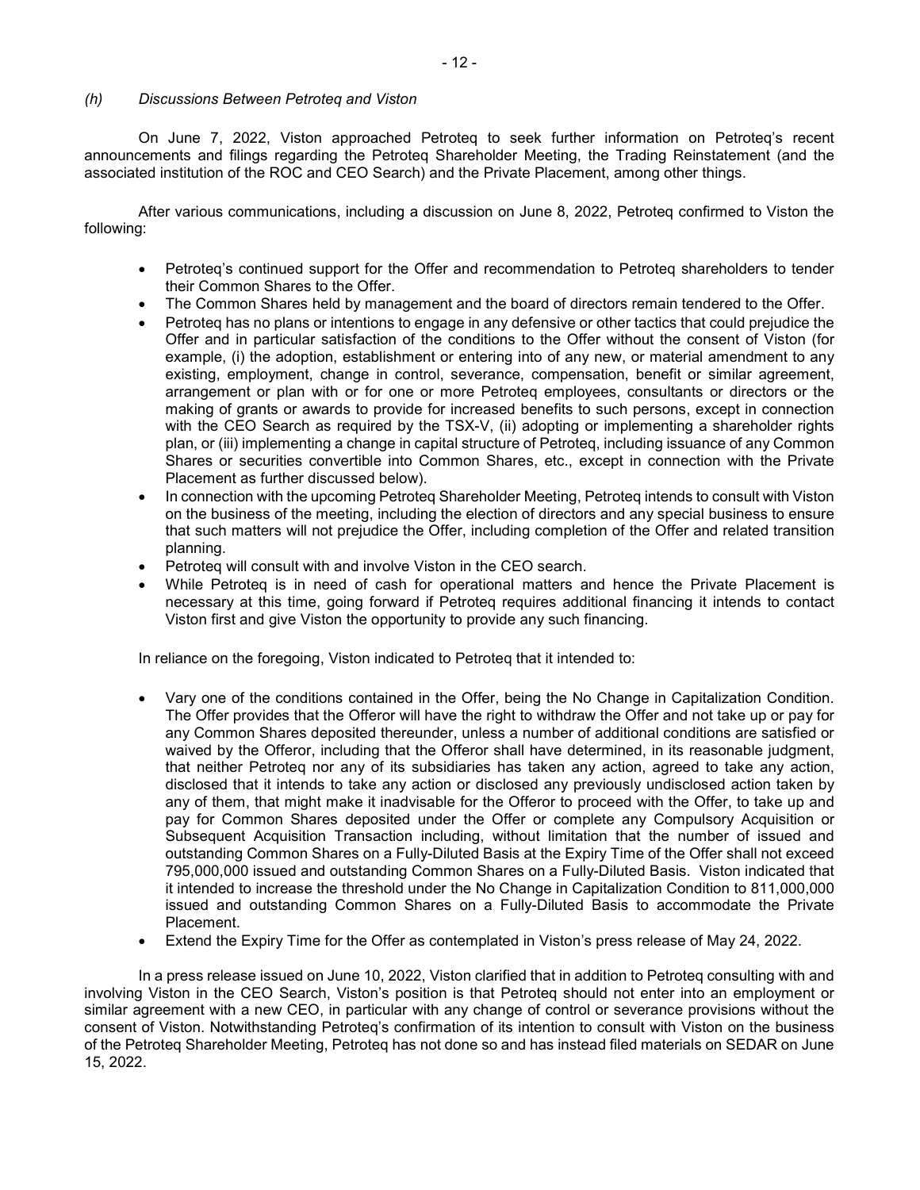### *(h) Discussions Between Petroteq and Viston*

On June 7, 2022, Viston approached Petroteq to seek further information on Petroteq's recent announcements and filings regarding the Petroteq Shareholder Meeting, the Trading Reinstatement (and the associated institution of the ROC and CEO Search) and the Private Placement, among other things.

After various communications, including a discussion on June 8, 2022, Petroteq confirmed to Viston the following:

- Petroteq's continued support for the Offer and recommendation to Petroteq shareholders to tender their Common Shares to the Offer.
- The Common Shares held by management and the board of directors remain tendered to the Offer.
- Petroteq has no plans or intentions to engage in any defensive or other tactics that could prejudice the Offer and in particular satisfaction of the conditions to the Offer without the consent of Viston (for example, (i) the adoption, establishment or entering into of any new, or material amendment to any existing, employment, change in control, severance, compensation, benefit or similar agreement, arrangement or plan with or for one or more Petroteq employees, consultants or directors or the making of grants or awards to provide for increased benefits to such persons, except in connection with the CEO Search as required by the TSX-V, (ii) adopting or implementing a shareholder rights plan, or (iii) implementing a change in capital structure of Petroteq, including issuance of any Common Shares or securities convertible into Common Shares, etc., except in connection with the Private Placement as further discussed below).
- In connection with the upcoming Petroteq Shareholder Meeting, Petroteq intends to consult with Viston on the business of the meeting, including the election of directors and any special business to ensure that such matters will not prejudice the Offer, including completion of the Offer and related transition planning.
- Petroteq will consult with and involve Viston in the CEO search.
- While Petroteq is in need of cash for operational matters and hence the Private Placement is necessary at this time, going forward if Petroteq requires additional financing it intends to contact Viston first and give Viston the opportunity to provide any such financing.

In reliance on the foregoing, Viston indicated to Petroteq that it intended to:

- Vary one of the conditions contained in the Offer, being the No Change in Capitalization Condition. The Offer provides that the Offeror will have the right to withdraw the Offer and not take up or pay for any Common Shares deposited thereunder, unless a number of additional conditions are satisfied or waived by the Offeror, including that the Offeror shall have determined, in its reasonable judgment, that neither Petroteq nor any of its subsidiaries has taken any action, agreed to take any action, disclosed that it intends to take any action or disclosed any previously undisclosed action taken by any of them, that might make it inadvisable for the Offeror to proceed with the Offer, to take up and pay for Common Shares deposited under the Offer or complete any Compulsory Acquisition or Subsequent Acquisition Transaction including, without limitation that the number of issued and outstanding Common Shares on a Fully-Diluted Basis at the Expiry Time of the Offer shall not exceed 795,000,000 issued and outstanding Common Shares on a Fully-Diluted Basis. Viston indicated that it intended to increase the threshold under the No Change in Capitalization Condition to 811,000,000 issued and outstanding Common Shares on a Fully-Diluted Basis to accommodate the Private Placement.
- Extend the Expiry Time for the Offer as contemplated in Viston's press release of May 24, 2022.

In a press release issued on June 10, 2022, Viston clarified that in addition to Petroteq consulting with and involving Viston in the CEO Search, Viston's position is that Petroteq should not enter into an employment or similar agreement with a new CEO, in particular with any change of control or severance provisions without the consent of Viston. Notwithstanding Petroteq's confirmation of its intention to consult with Viston on the business of the Petroteq Shareholder Meeting, Petroteq has not done so and has instead filed materials on SEDAR on June 15, 2022.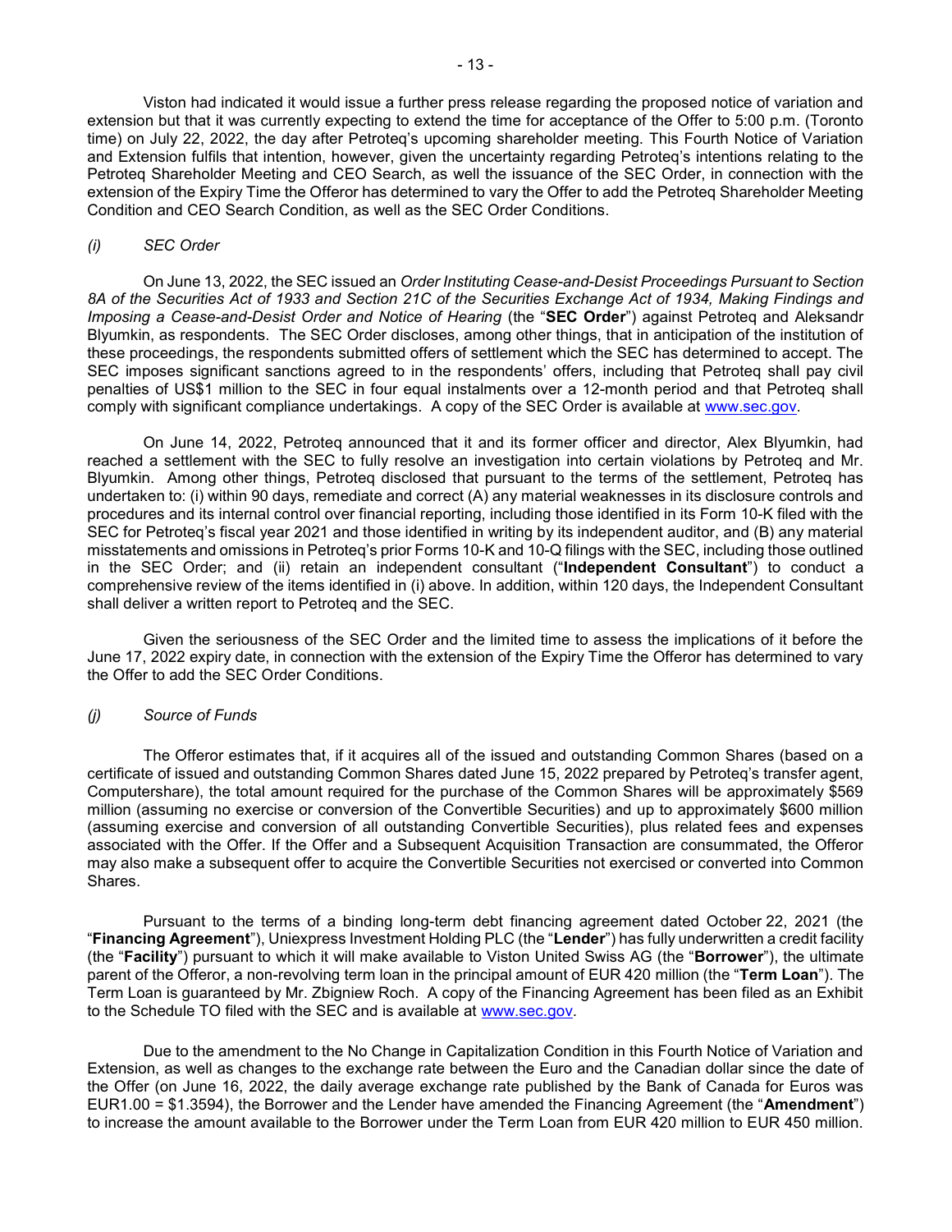Viston had indicated it would issue a further press release regarding the proposed notice of variation and extension but that it was currently expecting to extend the time for acceptance of the Offer to 5:00 p.m. (Toronto time) on July 22, 2022, the day after Petroteq's upcoming shareholder meeting. This Fourth Notice of Variation and Extension fulfils that intention, however, given the uncertainty regarding Petroteq's intentions relating to the Petroteq Shareholder Meeting and CEO Search, as well the issuance of the SEC Order, in connection with the extension of the Expiry Time the Offeror has determined to vary the Offer to add the Petroteq Shareholder Meeting Condition and CEO Search Condition, as well as the SEC Order Conditions.

*(i) SEC Order*

On June 13, 2022, the SEC issued an *Order Instituting Cease-and-Desist Proceedings Pursuant to Section 8A of the Securities Act of 1933 and Section 21C of the Securities Exchange Act of 1934, Making Findings and Imposing a Cease-and-Desist Order and Notice of Hearing* (the "**SEC Order**") against Petroteq and Aleksandr Blyumkin, as respondents. The SEC Order discloses, among other things, that in anticipation of the institution of these proceedings, the respondents submitted offers of settlement which the SEC has determined to accept. The SEC imposes significant sanctions agreed to in the respondents' offers, including that Petroteq shall pay civil penalties of US$1 million to the SEC in four equal instalments over a 12-month period and that Petroteq shall comply with significant compliance undertakings. A copy of the SEC Order is available at www.sec.gov.

On June 14, 2022, Petroteq announced that it and its former officer and director, Alex Blyumkin, had reached a settlement with the SEC to fully resolve an investigation into certain violations by Petroteq and Mr. Blyumkin. Among other things, Petroteq disclosed that pursuant to the terms of the settlement, Petroteq has undertaken to: (i) within 90 days, remediate and correct (A) any material weaknesses in its disclosure controls and procedures and its internal control over financial reporting, including those identified in its Form 10-K filed with the SEC for Petroteq's fiscal year 2021 and those identified in writing by its independent auditor, and (B) any material misstatements and omissions in Petroteq's prior Forms 10-K and 10-Q filings with the SEC, including those outlined in the SEC Order; and (ii) retain an independent consultant ("**Independent Consultant**") to conduct a comprehensive review of the items identified in (i) above. In addition, within 120 days, the Independent Consultant shall deliver a written report to Petroteq and the SEC.

Given the seriousness of the SEC Order and the limited time to assess the implications of it before the June 17, 2022 expiry date, in connection with the extension of the Expiry Time the Offeror has determined to vary the Offer to add the SEC Order Conditions.

*(j) Source of Funds*

The Offeror estimates that, if it acquires all of the issued and outstanding Common Shares (based on a certificate of issued and outstanding Common Shares dated June 15, 2022 prepared by Petroteq's transfer agent, Computershare), the total amount required for the purchase of the Common Shares will be approximately $569 million (assuming no exercise or conversion of the Convertible Securities) and up to approximately $600 million (assuming exercise and conversion of all outstanding Convertible Securities), plus related fees and expenses associated with the Offer. If the Offer and a Subsequent Acquisition Transaction are consummated, the Offeror may also make a subsequent offer to acquire the Convertible Securities not exercised or converted into Common Shares.

Pursuant to the terms of a binding long-term debt financing agreement dated October 22, 2021 (the "**Financing Agreement**"), Uniexpress Investment Holding PLC (the "**Lender**") has fully underwritten a credit facility (the "**Facility**") pursuant to which it will make available to Viston United Swiss AG (the "**Borrower**"), the ultimate parent of the Offeror, a non-revolving term loan in the principal amount of EUR 420 million (the "**Term Loan**"). The Term Loan is guaranteed by Mr. Zbigniew Roch. A copy of the Financing Agreement has been filed as an Exhibit to the Schedule TO filed with the SEC and is available at www.sec.gov.

Due to the amendment to the No Change in Capitalization Condition in this Fourth Notice of Variation and Extension, as well as changes to the exchange rate between the Euro and the Canadian dollar since the date of the Offer (on June 16, 2022, the daily average exchange rate published by the Bank of Canada for Euros was EUR1.00 = $1.3594), the Borrower and the Lender have amended the Financing Agreement (the "**Amendment**") to increase the amount available to the Borrower under the Term Loan from EUR 420 million to EUR 450 million.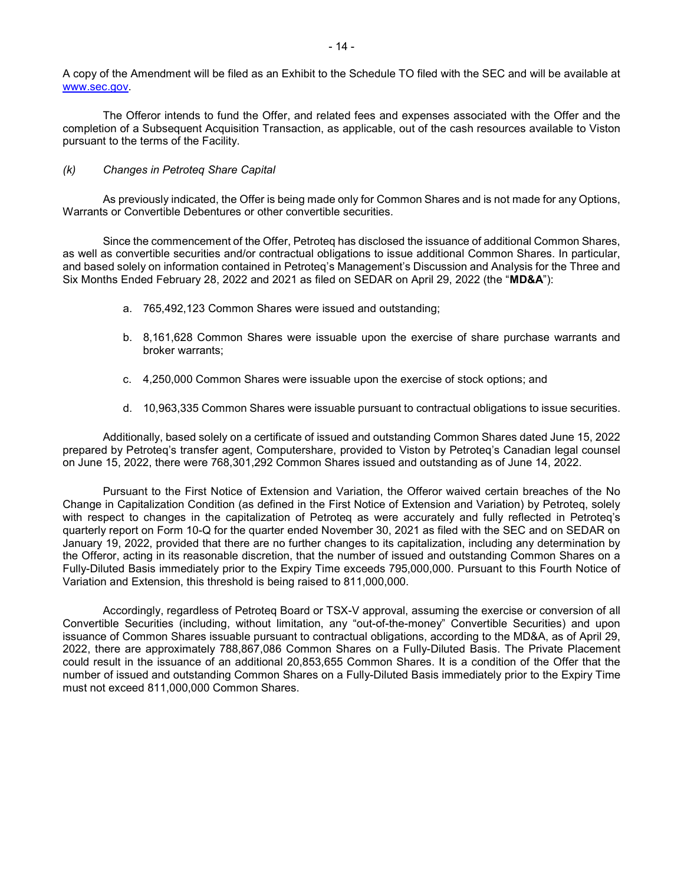A copy of the Amendment will be filed as an Exhibit to the Schedule TO filed with the SEC and will be available at www.sec.gov.

The Offeror intends to fund the Offer, and related fees and expenses associated with the Offer and the completion of a Subsequent Acquisition Transaction, as applicable, out of the cash resources available to Viston pursuant to the terms of the Facility.

*(k) Changes in Petroteq Share Capital*

As previously indicated, the Offer is being made only for Common Shares and is not made for any Options, Warrants or Convertible Debentures or other convertible securities.

Since the commencement of the Offer, Petroteq has disclosed the issuance of additional Common Shares, as well as convertible securities and/or contractual obligations to issue additional Common Shares. In particular, and based solely on information contained in Petroteq's Management's Discussion and Analysis for the Three and Six Months Ended February 28, 2022 and 2021 as filed on SEDAR on April 29, 2022 (the "**MD&A**"):

a. 765,492,123 Common Shares were issued and outstanding;

b. 8,161,628 Common Shares were issuable upon the exercise of share purchase warrants and broker warrants;

c. 4,250,000 Common Shares were issuable upon the exercise of stock options; and

d. 10,963,335 Common Shares were issuable pursuant to contractual obligations to issue securities.

Additionally, based solely on a certificate of issued and outstanding Common Shares dated June 15, 2022 prepared by Petroteq's transfer agent, Computershare, provided to Viston by Petroteq's Canadian legal counsel on June 15, 2022, there were 768,301,292 Common Shares issued and outstanding as of June 14, 2022.

Pursuant to the First Notice of Extension and Variation, the Offeror waived certain breaches of the No Change in Capitalization Condition (as defined in the First Notice of Extension and Variation) by Petroteq, solely with respect to changes in the capitalization of Petroteq as were accurately and fully reflected in Petroteq's quarterly report on Form 10-Q for the quarter ended November 30, 2021 as filed with the SEC and on SEDAR on January 19, 2022, provided that there are no further changes to its capitalization, including any determination by the Offeror, acting in its reasonable discretion, that the number of issued and outstanding Common Shares on a Fully-Diluted Basis immediately prior to the Expiry Time exceeds 795,000,000. Pursuant to this Fourth Notice of Variation and Extension, this threshold is being raised to 811,000,000.

Accordingly, regardless of Petroteq Board or TSX-V approval, assuming the exercise or conversion of all Convertible Securities (including, without limitation, any "out-of-the-money" Convertible Securities) and upon issuance of Common Shares issuable pursuant to contractual obligations, according to the MD&A, as of April 29, 2022, there are approximately 788,867,086 Common Shares on a Fully-Diluted Basis. The Private Placement could result in the issuance of an additional 20,853,655 Common Shares. It is a condition of the Offer that the number of issued and outstanding Common Shares on a Fully-Diluted Basis immediately prior to the Expiry Time must not exceed 811,000,000 Common Shares.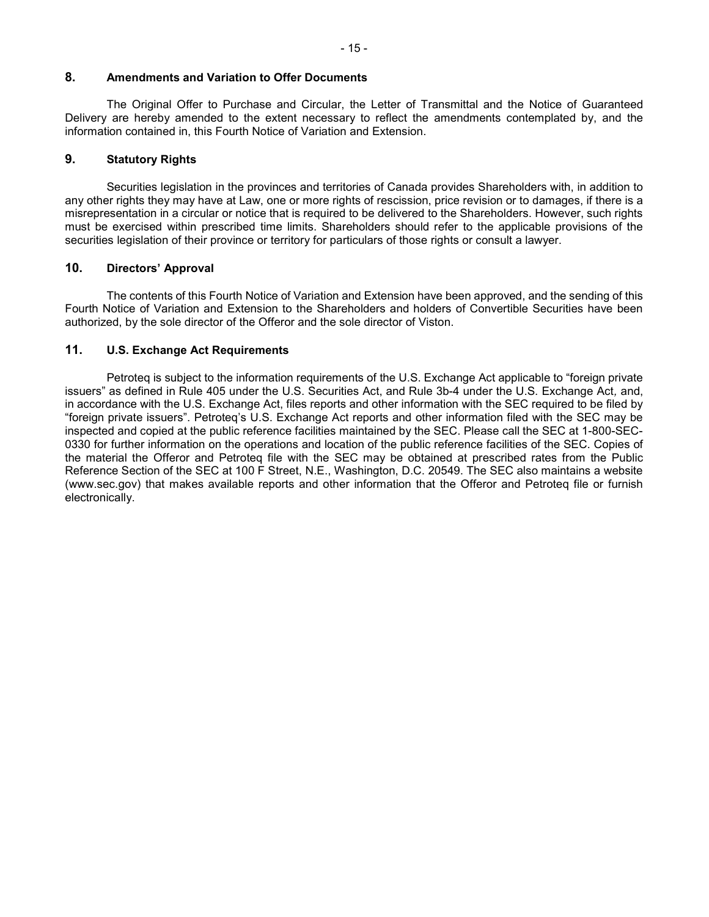## 8. Amendments and Variation to Offer Documents

The Original Offer to Purchase and Circular, the Letter of Transmittal and the Notice of Guaranteed Delivery are hereby amended to the extent necessary to reflect the amendments contemplated by, and the information contained in, this Fourth Notice of Variation and Extension.

## 9. Statutory Rights

Securities legislation in the provinces and territories of Canada provides Shareholders with, in addition to any other rights they may have at Law, one or more rights of rescission, price revision or to damages, if there is a misrepresentation in a circular or notice that is required to be delivered to the Shareholders. However, such rights must be exercised within prescribed time limits. Shareholders should refer to the applicable provisions of the securities legislation of their province or territory for particulars of those rights or consult a lawyer.

## 10. Directors' Approval

The contents of this Fourth Notice of Variation and Extension have been approved, and the sending of this Fourth Notice of Variation and Extension to the Shareholders and holders of Convertible Securities have been authorized, by the sole director of the Offeror and the sole director of Viston.

## 11. U.S. Exchange Act Requirements

Petroteq is subject to the information requirements of the U.S. Exchange Act applicable to "foreign private issuers" as defined in Rule 405 under the U.S. Securities Act, and Rule 3b-4 under the U.S. Exchange Act, and, in accordance with the U.S. Exchange Act, files reports and other information with the SEC required to be filed by "foreign private issuers". Petroteq's U.S. Exchange Act reports and other information filed with the SEC may be inspected and copied at the public reference facilities maintained by the SEC. Please call the SEC at 1-800-SEC-0330 for further information on the operations and location of the public reference facilities of the SEC. Copies of the material the Offeror and Petroteq file with the SEC may be obtained at prescribed rates from the Public Reference Section of the SEC at 100 F Street, N.E., Washington, D.C. 20549. The SEC also maintains a website (www.sec.gov) that makes available reports and other information that the Offeror and Petroteq file or furnish electronically.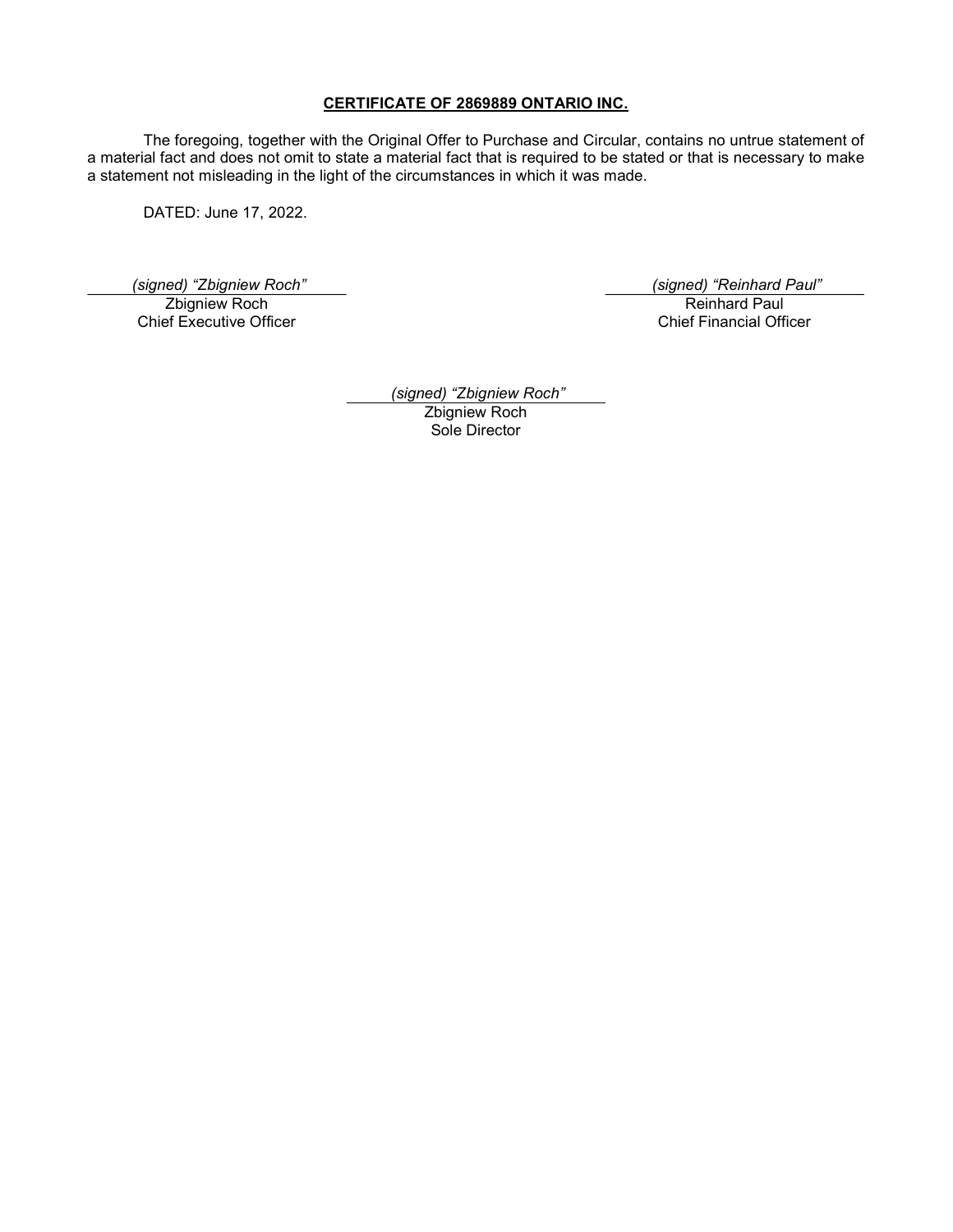## CERTIFICATE OF 2869889 ONTARIO INC.

The foregoing, together with the Original Offer to Purchase and Circular, contains no untrue statement of a material fact and does not omit to state a material fact that is required to be stated or that is necessary to make a statement not misleading in the light of the circumstances in which it was made.

DATED: June 17, 2022.

*(signed) "Zbigniew Roch"*
Zbigniew Roch
Chief Executive Officer

*(signed) "Reinhard Paul"*
Reinhard Paul
Chief Financial Officer

*(signed) "Zbigniew Roch"*
Zbigniew Roch
Sole Director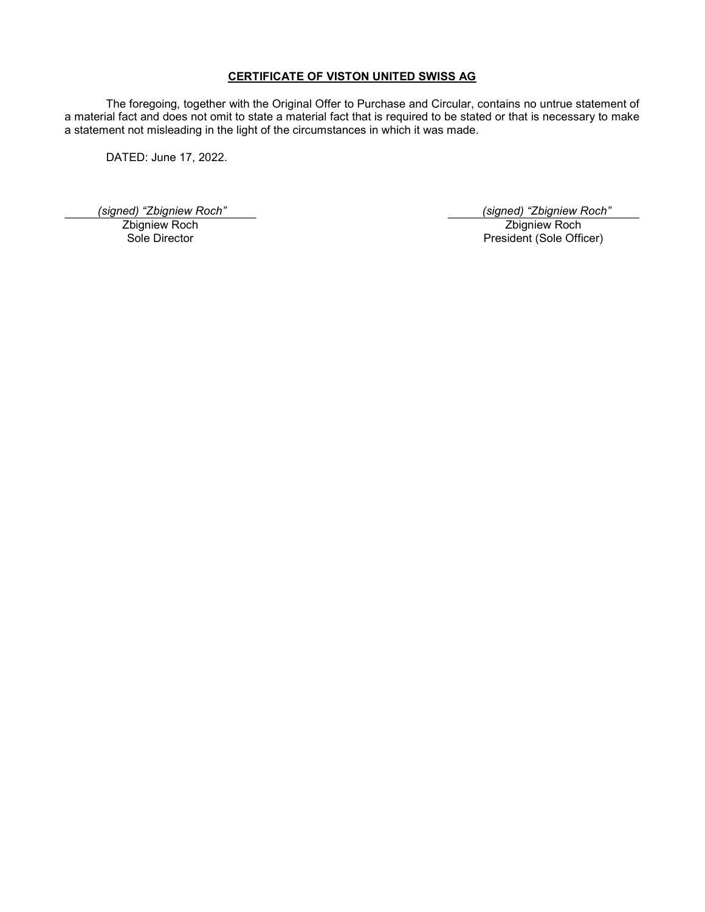**CERTIFICATE OF VISTON UNITED SWISS AG**

The foregoing, together with the Original Offer to Purchase and Circular, contains no untrue statement of a material fact and does not omit to state a material fact that is required to be stated or that is necessary to make a statement not misleading in the light of the circumstances in which it was made.

DATED: June 17, 2022.

| | |
|---|---|
| *(signed) "Zbigniew Roch"* | *(signed) "Zbigniew Roch"* |
| Zbigniew Roch | Zbigniew Roch |
| Sole Director | President (Sole Officer) |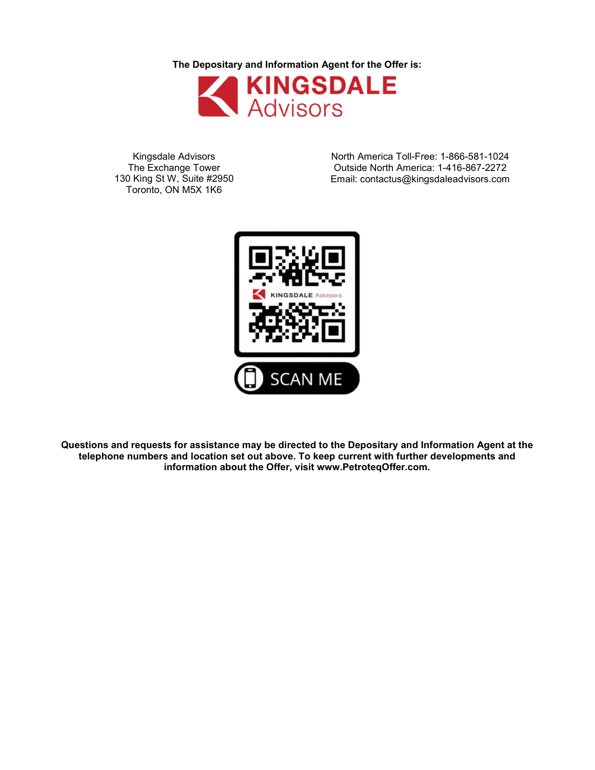**The Depositary and Information Agent for the Offer is:**

KINGSDALE
Advisors

Kingsdale Advisors
The Exchange Tower
130 King St W, Suite #2950
Toronto, ON M5X 1K6

North America Toll-Free: 1-866-581-1024
Outside North America: 1-416-867-2272
Email: contactus@kingsdaleadvisors.com

SCAN ME

**Questions and requests for assistance may be directed to the Depositary and Information Agent at the telephone numbers and location set out above. To keep current with further developments and information about the Offer, visit www.PetroteqOffer.com.**